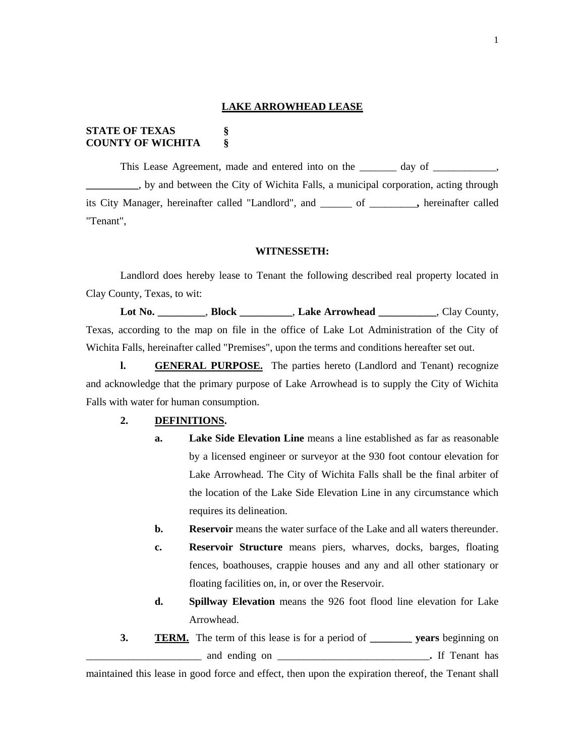# LAKE ARROWHEAD LEASE

**STATE OF TEXAS §**
**COUNTY OF WICHITA §**

This Lease Agreement, made and entered into on the _______ day of ____________, **__________**, by and between the City of Wichita Falls, a municipal corporation, acting through its City Manager, hereinafter called "Landlord", and ______ of _________**,** hereinafter called "Tenant",

**WITNESSETH:**

Landlord does hereby lease to Tenant the following described real property located in Clay County, Texas, to wit:

**Lot No. _________**, **Block __________**, **Lake Arrowhead ___________**, Clay County, Texas, according to the map on file in the office of Lake Lot Administration of the City of Wichita Falls, hereinafter called "Premises", upon the terms and conditions hereafter set out.

**l.** **GENERAL PURPOSE.** The parties hereto (Landlord and Tenant) recognize and acknowledge that the primary purpose of Lake Arrowhead is to supply the City of Wichita Falls with water for human consumption.

**2.** **DEFINITIONS.**

- **a.** **Lake Side Elevation Line** means a line established as far as reasonable by a licensed engineer or surveyor at the 930 foot contour elevation for Lake Arrowhead. The City of Wichita Falls shall be the final arbiter of the location of the Lake Side Elevation Line in any circumstance which requires its delineation.
- **b.** **Reservoir** means the water surface of the Lake and all waters thereunder.
- **c.** **Reservoir Structure** means piers, wharves, docks, barges, floating fences, boathouses, crappie houses and any and all other stationary or floating facilities on, in, or over the Reservoir.
- **d.** **Spillway Elevation** means the 926 foot flood line elevation for Lake Arrowhead.

**3.** **TERM.** The term of this lease is for a period of **________ years** beginning on ______________________ and ending on _____________________________**.** If Tenant has maintained this lease in good force and effect, then upon the expiration thereof, the Tenant shall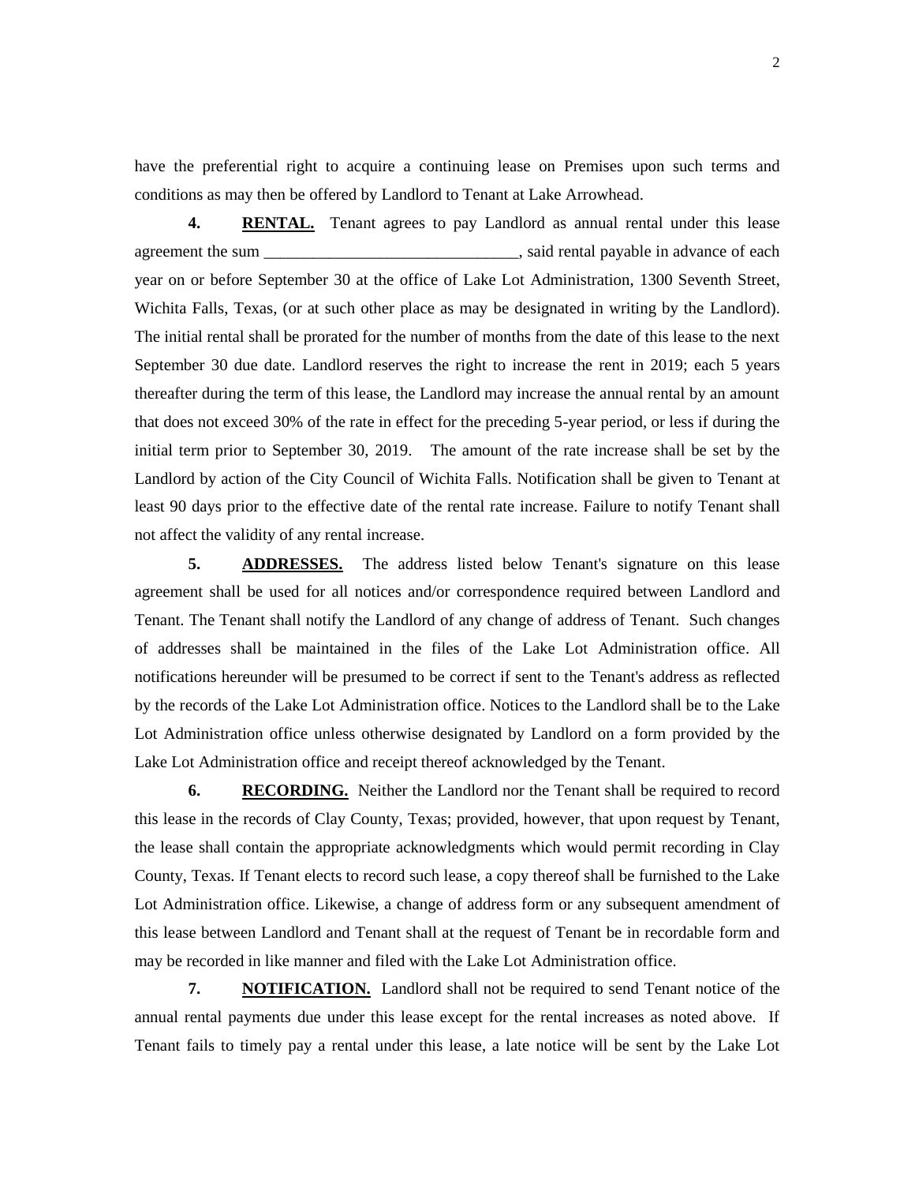have the preferential right to acquire a continuing lease on Premises upon such terms and conditions as may then be offered by Landlord to Tenant at Lake Arrowhead.

**4.** **RENTAL.** Tenant agrees to pay Landlord as annual rental under this lease agreement the sum _______________________________, said rental payable in advance of each year on or before September 30 at the office of Lake Lot Administration, 1300 Seventh Street, Wichita Falls, Texas, (or at such other place as may be designated in writing by the Landlord). The initial rental shall be prorated for the number of months from the date of this lease to the next September 30 due date. Landlord reserves the right to increase the rent in 2019; each 5 years thereafter during the term of this lease, the Landlord may increase the annual rental by an amount that does not exceed 30% of the rate in effect for the preceding 5-year period, or less if during the initial term prior to September 30, 2019. The amount of the rate increase shall be set by the Landlord by action of the City Council of Wichita Falls. Notification shall be given to Tenant at least 90 days prior to the effective date of the rental rate increase. Failure to notify Tenant shall not affect the validity of any rental increase.

**5.** **ADDRESSES.** The address listed below Tenant's signature on this lease agreement shall be used for all notices and/or correspondence required between Landlord and Tenant. The Tenant shall notify the Landlord of any change of address of Tenant. Such changes of addresses shall be maintained in the files of the Lake Lot Administration office. All notifications hereunder will be presumed to be correct if sent to the Tenant's address as reflected by the records of the Lake Lot Administration office. Notices to the Landlord shall be to the Lake Lot Administration office unless otherwise designated by Landlord on a form provided by the Lake Lot Administration office and receipt thereof acknowledged by the Tenant.

**6.** **RECORDING.** Neither the Landlord nor the Tenant shall be required to record this lease in the records of Clay County, Texas; provided, however, that upon request by Tenant, the lease shall contain the appropriate acknowledgments which would permit recording in Clay County, Texas. If Tenant elects to record such lease, a copy thereof shall be furnished to the Lake Lot Administration office. Likewise, a change of address form or any subsequent amendment of this lease between Landlord and Tenant shall at the request of Tenant be in recordable form and may be recorded in like manner and filed with the Lake Lot Administration office.

**7.** **NOTIFICATION.** Landlord shall not be required to send Tenant notice of the annual rental payments due under this lease except for the rental increases as noted above. If Tenant fails to timely pay a rental under this lease, a late notice will be sent by the Lake Lot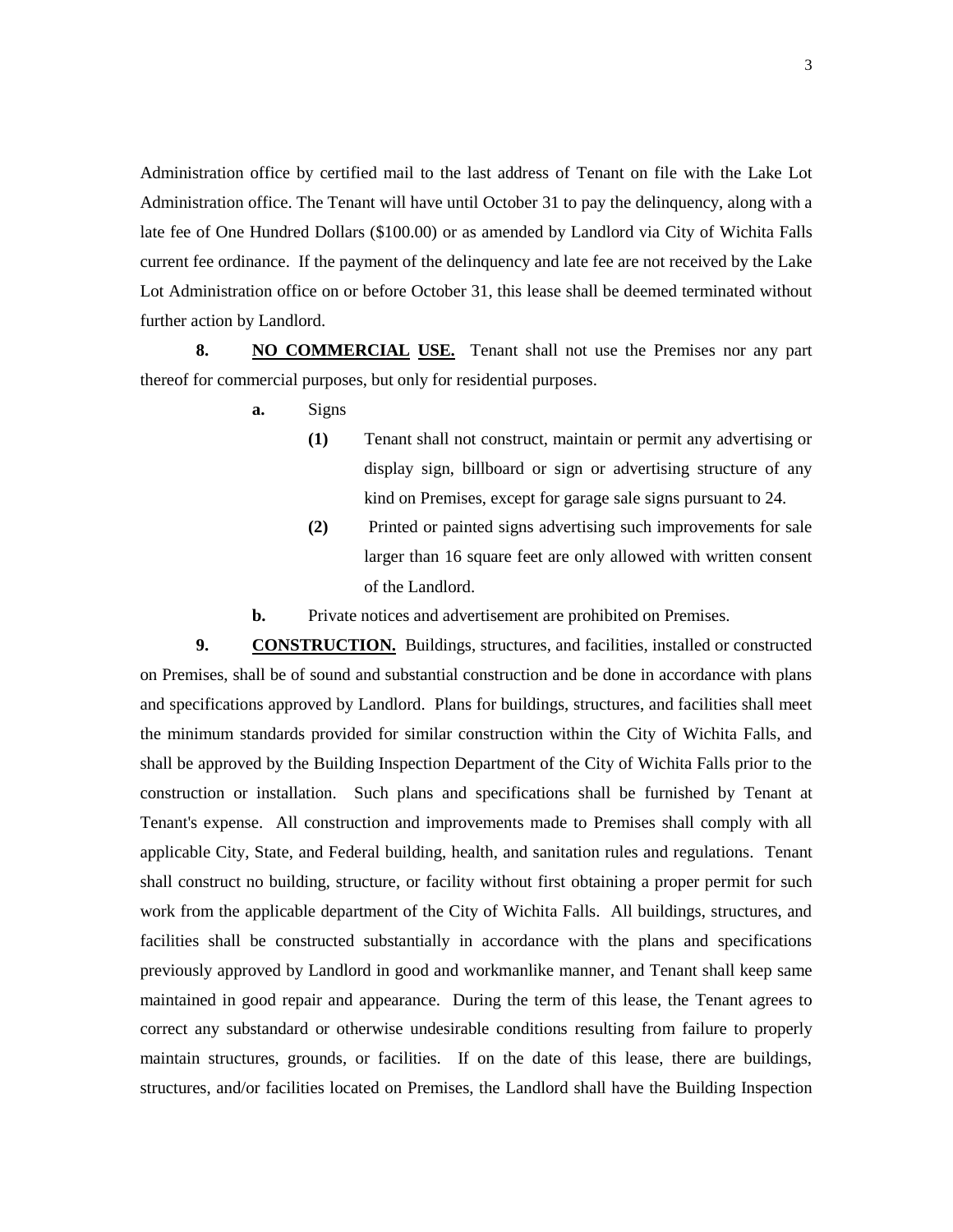Administration office by certified mail to the last address of Tenant on file with the Lake Lot Administration office. The Tenant will have until October 31 to pay the delinquency, along with a late fee of One Hundred Dollars ($100.00) or as amended by Landlord via City of Wichita Falls current fee ordinance. If the payment of the delinquency and late fee are not received by the Lake Lot Administration office on or before October 31, this lease shall be deemed terminated without further action by Landlord.

**8. NO COMMERCIAL USE.** Tenant shall not use the Premises nor any part thereof for commercial purposes, but only for residential purposes.

- **a.** Signs
  - **(1)** Tenant shall not construct, maintain or permit any advertising or display sign, billboard or sign or advertising structure of any kind on Premises, except for garage sale signs pursuant to 24.
  - **(2)** Printed or painted signs advertising such improvements for sale larger than 16 square feet are only allowed with written consent of the Landlord.
- **b.** Private notices and advertisement are prohibited on Premises.

**9. CONSTRUCTION.** Buildings, structures, and facilities, installed or constructed on Premises, shall be of sound and substantial construction and be done in accordance with plans and specifications approved by Landlord. Plans for buildings, structures, and facilities shall meet the minimum standards provided for similar construction within the City of Wichita Falls, and shall be approved by the Building Inspection Department of the City of Wichita Falls prior to the construction or installation. Such plans and specifications shall be furnished by Tenant at Tenant's expense. All construction and improvements made to Premises shall comply with all applicable City, State, and Federal building, health, and sanitation rules and regulations. Tenant shall construct no building, structure, or facility without first obtaining a proper permit for such work from the applicable department of the City of Wichita Falls. All buildings, structures, and facilities shall be constructed substantially in accordance with the plans and specifications previously approved by Landlord in good and workmanlike manner, and Tenant shall keep same maintained in good repair and appearance. During the term of this lease, the Tenant agrees to correct any substandard or otherwise undesirable conditions resulting from failure to properly maintain structures, grounds, or facilities. If on the date of this lease, there are buildings, structures, and/or facilities located on Premises, the Landlord shall have the Building Inspection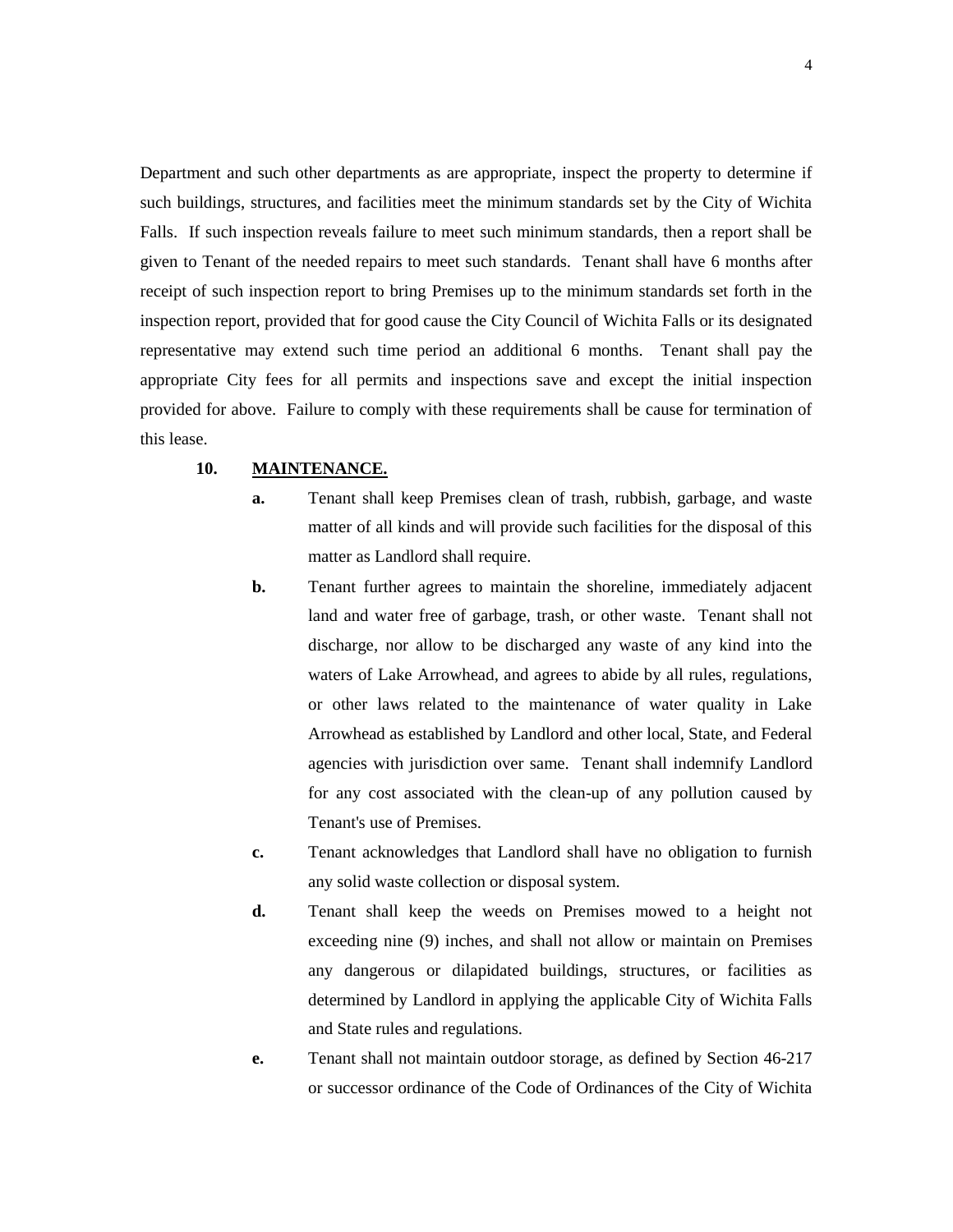Department and such other departments as are appropriate, inspect the property to determine if such buildings, structures, and facilities meet the minimum standards set by the City of Wichita Falls. If such inspection reveals failure to meet such minimum standards, then a report shall be given to Tenant of the needed repairs to meet such standards. Tenant shall have 6 months after receipt of such inspection report to bring Premises up to the minimum standards set forth in the inspection report, provided that for good cause the City Council of Wichita Falls or its designated representative may extend such time period an additional 6 months. Tenant shall pay the appropriate City fees for all permits and inspections save and except the initial inspection provided for above. Failure to comply with these requirements shall be cause for termination of this lease.

**10. <u>MAINTENANCE.</u>**

- **a.** Tenant shall keep Premises clean of trash, rubbish, garbage, and waste matter of all kinds and will provide such facilities for the disposal of this matter as Landlord shall require.
- **b.** Tenant further agrees to maintain the shoreline, immediately adjacent land and water free of garbage, trash, or other waste. Tenant shall not discharge, nor allow to be discharged any waste of any kind into the waters of Lake Arrowhead, and agrees to abide by all rules, regulations, or other laws related to the maintenance of water quality in Lake Arrowhead as established by Landlord and other local, State, and Federal agencies with jurisdiction over same. Tenant shall indemnify Landlord for any cost associated with the clean-up of any pollution caused by Tenant's use of Premises.
- **c.** Tenant acknowledges that Landlord shall have no obligation to furnish any solid waste collection or disposal system.
- **d.** Tenant shall keep the weeds on Premises mowed to a height not exceeding nine (9) inches, and shall not allow or maintain on Premises any dangerous or dilapidated buildings, structures, or facilities as determined by Landlord in applying the applicable City of Wichita Falls and State rules and regulations.
- **e.** Tenant shall not maintain outdoor storage, as defined by Section 46-217 or successor ordinance of the Code of Ordinances of the City of Wichita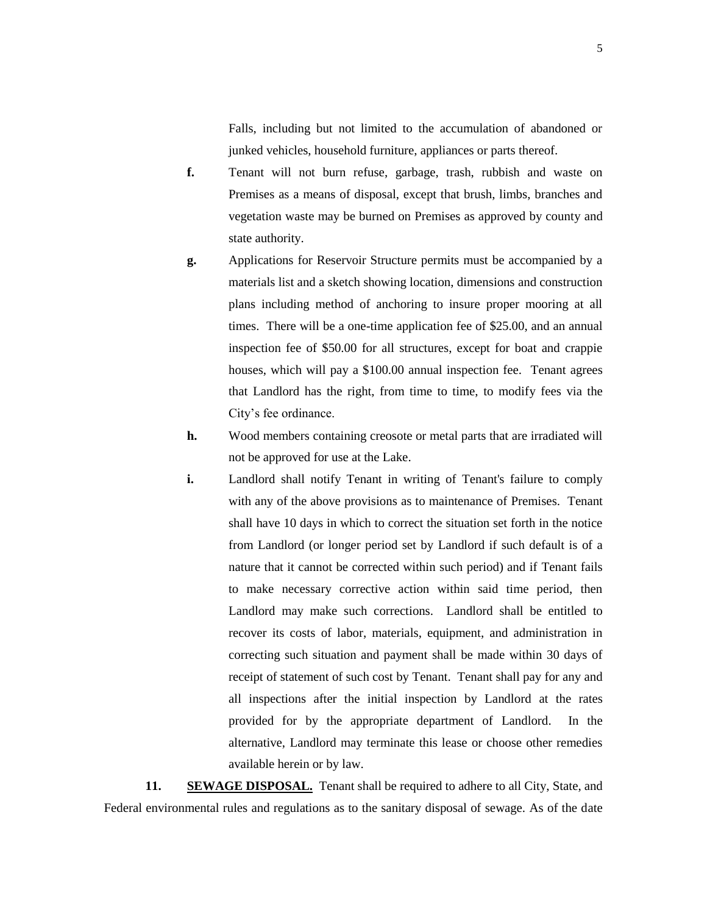Falls, including but not limited to the accumulation of abandoned or junked vehicles, household furniture, appliances or parts thereof.

**f.** Tenant will not burn refuse, garbage, trash, rubbish and waste on Premises as a means of disposal, except that brush, limbs, branches and vegetation waste may be burned on Premises as approved by county and state authority.

**g.** Applications for Reservoir Structure permits must be accompanied by a materials list and a sketch showing location, dimensions and construction plans including method of anchoring to insure proper mooring at all times. There will be a one-time application fee of $25.00, and an annual inspection fee of $50.00 for all structures, except for boat and crappie houses, which will pay a $100.00 annual inspection fee. Tenant agrees that Landlord has the right, from time to time, to modify fees via the City's fee ordinance.

**h.** Wood members containing creosote or metal parts that are irradiated will not be approved for use at the Lake.

**i.** Landlord shall notify Tenant in writing of Tenant's failure to comply with any of the above provisions as to maintenance of Premises. Tenant shall have 10 days in which to correct the situation set forth in the notice from Landlord (or longer period set by Landlord if such default is of a nature that it cannot be corrected within such period) and if Tenant fails to make necessary corrective action within said time period, then Landlord may make such corrections. Landlord shall be entitled to recover its costs of labor, materials, equipment, and administration in correcting such situation and payment shall be made within 30 days of receipt of statement of such cost by Tenant. Tenant shall pay for any and all inspections after the initial inspection by Landlord at the rates provided for by the appropriate department of Landlord. In the alternative, Landlord may terminate this lease or choose other remedies available herein or by law.

**11. SEWAGE DISPOSAL.** Tenant shall be required to adhere to all City, State, and Federal environmental rules and regulations as to the sanitary disposal of sewage. As of the date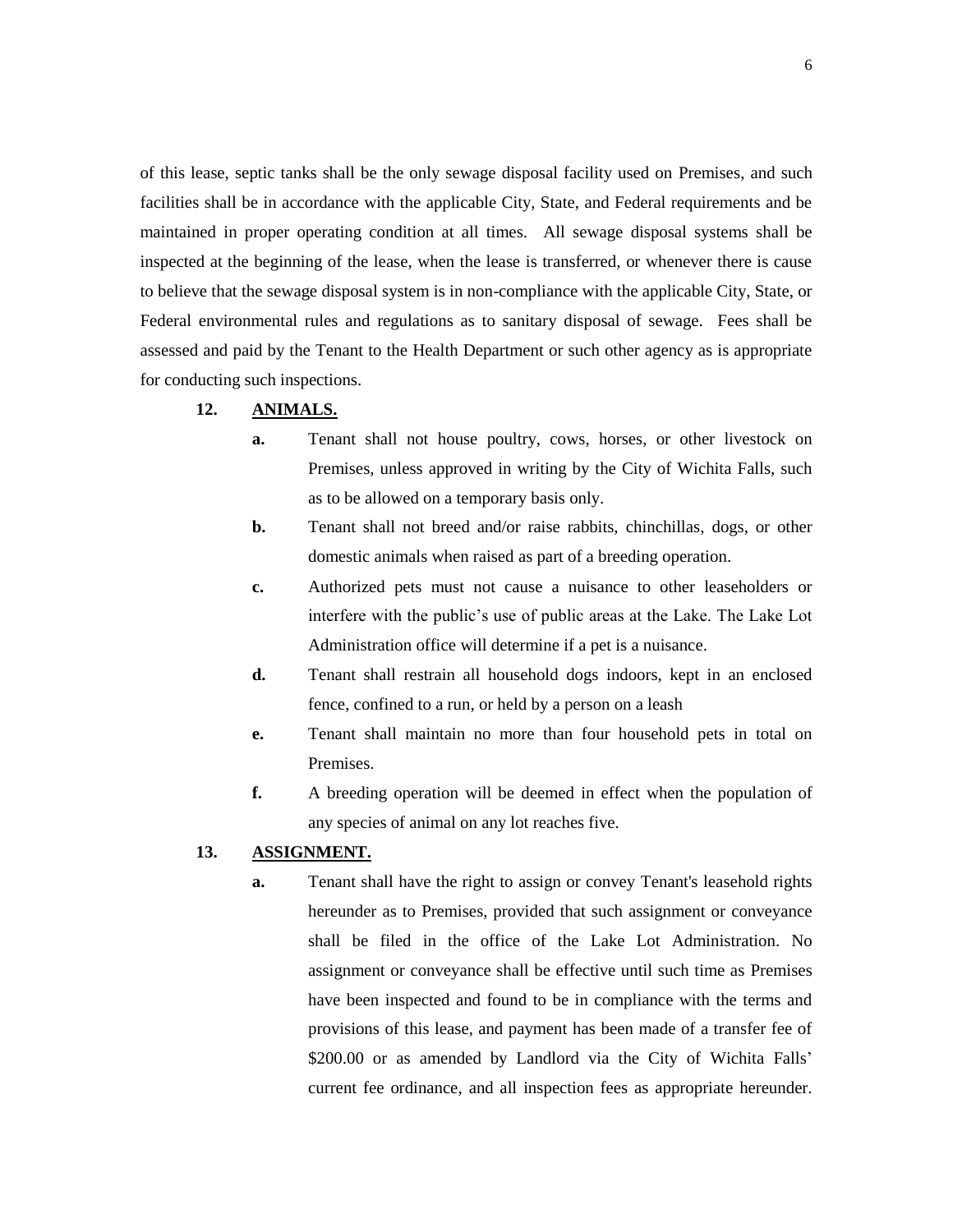of this lease, septic tanks shall be the only sewage disposal facility used on Premises, and such facilities shall be in accordance with the applicable City, State, and Federal requirements and be maintained in proper operating condition at all times. All sewage disposal systems shall be inspected at the beginning of the lease, when the lease is transferred, or whenever there is cause to believe that the sewage disposal system is in non-compliance with the applicable City, State, or Federal environmental rules and regulations as to sanitary disposal of sewage. Fees shall be assessed and paid by the Tenant to the Health Department or such other agency as is appropriate for conducting such inspections.

**12. ANIMALS.**

**a.** Tenant shall not house poultry, cows, horses, or other livestock on Premises, unless approved in writing by the City of Wichita Falls, such as to be allowed on a temporary basis only.

**b.** Tenant shall not breed and/or raise rabbits, chinchillas, dogs, or other domestic animals when raised as part of a breeding operation.

**c.** Authorized pets must not cause a nuisance to other leaseholders or interfere with the public's use of public areas at the Lake. The Lake Lot Administration office will determine if a pet is a nuisance.

**d.** Tenant shall restrain all household dogs indoors, kept in an enclosed fence, confined to a run, or held by a person on a leash

**e.** Tenant shall maintain no more than four household pets in total on Premises.

**f.** A breeding operation will be deemed in effect when the population of any species of animal on any lot reaches five.

**13. ASSIGNMENT.**

**a.** Tenant shall have the right to assign or convey Tenant's leasehold rights hereunder as to Premises, provided that such assignment or conveyance shall be filed in the office of the Lake Lot Administration. No assignment or conveyance shall be effective until such time as Premises have been inspected and found to be in compliance with the terms and provisions of this lease, and payment has been made of a transfer fee of \$200.00 or as amended by Landlord via the City of Wichita Falls' current fee ordinance, and all inspection fees as appropriate hereunder.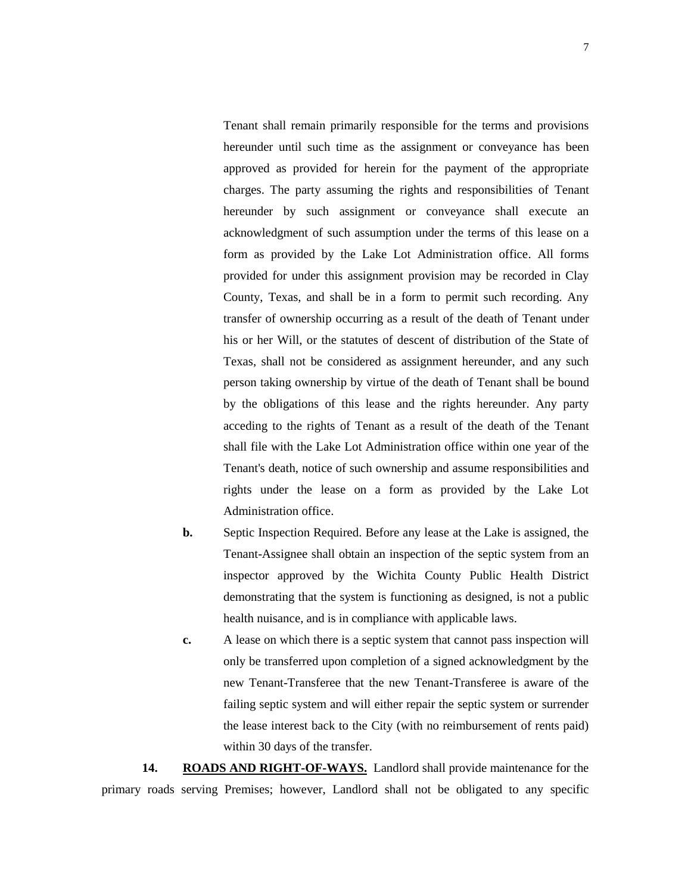Tenant shall remain primarily responsible for the terms and provisions hereunder until such time as the assignment or conveyance has been approved as provided for herein for the payment of the appropriate charges. The party assuming the rights and responsibilities of Tenant hereunder by such assignment or conveyance shall execute an acknowledgment of such assumption under the terms of this lease on a form as provided by the Lake Lot Administration office. All forms provided for under this assignment provision may be recorded in Clay County, Texas, and shall be in a form to permit such recording. Any transfer of ownership occurring as a result of the death of Tenant under his or her Will, or the statutes of descent of distribution of the State of Texas, shall not be considered as assignment hereunder, and any such person taking ownership by virtue of the death of Tenant shall be bound by the obligations of this lease and the rights hereunder. Any party acceding to the rights of Tenant as a result of the death of the Tenant shall file with the Lake Lot Administration office within one year of the Tenant's death, notice of such ownership and assume responsibilities and rights under the lease on a form as provided by the Lake Lot Administration office.

**b.** Septic Inspection Required. Before any lease at the Lake is assigned, the Tenant-Assignee shall obtain an inspection of the septic system from an inspector approved by the Wichita County Public Health District demonstrating that the system is functioning as designed, is not a public health nuisance, and is in compliance with applicable laws.

**c.** A lease on which there is a septic system that cannot pass inspection will only be transferred upon completion of a signed acknowledgment by the new Tenant-Transferee that the new Tenant-Transferee is aware of the failing septic system and will either repair the septic system or surrender the lease interest back to the City (with no reimbursement of rents paid) within 30 days of the transfer.

**14. <u>ROADS AND RIGHT-OF-WAYS.</u>** Landlord shall provide maintenance for the primary roads serving Premises; however, Landlord shall not be obligated to any specific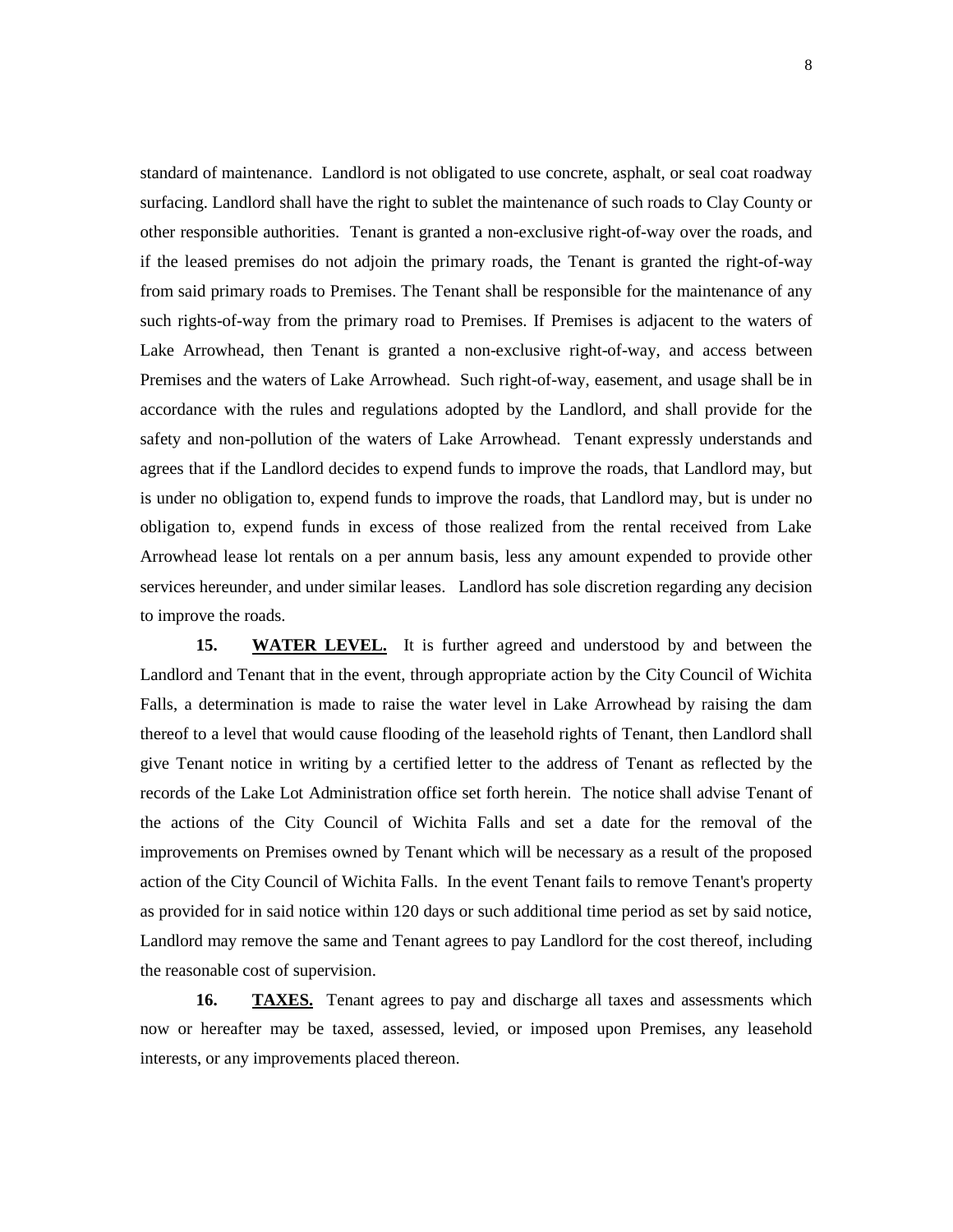standard of maintenance. Landlord is not obligated to use concrete, asphalt, or seal coat roadway surfacing. Landlord shall have the right to sublet the maintenance of such roads to Clay County or other responsible authorities. Tenant is granted a non-exclusive right-of-way over the roads, and if the leased premises do not adjoin the primary roads, the Tenant is granted the right-of-way from said primary roads to Premises. The Tenant shall be responsible for the maintenance of any such rights-of-way from the primary road to Premises. If Premises is adjacent to the waters of Lake Arrowhead, then Tenant is granted a non-exclusive right-of-way, and access between Premises and the waters of Lake Arrowhead. Such right-of-way, easement, and usage shall be in accordance with the rules and regulations adopted by the Landlord, and shall provide for the safety and non-pollution of the waters of Lake Arrowhead. Tenant expressly understands and agrees that if the Landlord decides to expend funds to improve the roads, that Landlord may, but is under no obligation to, expend funds to improve the roads, that Landlord may, but is under no obligation to, expend funds in excess of those realized from the rental received from Lake Arrowhead lease lot rentals on a per annum basis, less any amount expended to provide other services hereunder, and under similar leases. Landlord has sole discretion regarding any decision to improve the roads.

**15. <u>WATER LEVEL.</u>** It is further agreed and understood by and between the Landlord and Tenant that in the event, through appropriate action by the City Council of Wichita Falls, a determination is made to raise the water level in Lake Arrowhead by raising the dam thereof to a level that would cause flooding of the leasehold rights of Tenant, then Landlord shall give Tenant notice in writing by a certified letter to the address of Tenant as reflected by the records of the Lake Lot Administration office set forth herein. The notice shall advise Tenant of the actions of the City Council of Wichita Falls and set a date for the removal of the improvements on Premises owned by Tenant which will be necessary as a result of the proposed action of the City Council of Wichita Falls. In the event Tenant fails to remove Tenant's property as provided for in said notice within 120 days or such additional time period as set by said notice, Landlord may remove the same and Tenant agrees to pay Landlord for the cost thereof, including the reasonable cost of supervision.

**16. <u>TAXES.</u>** Tenant agrees to pay and discharge all taxes and assessments which now or hereafter may be taxed, assessed, levied, or imposed upon Premises, any leasehold interests, or any improvements placed thereon.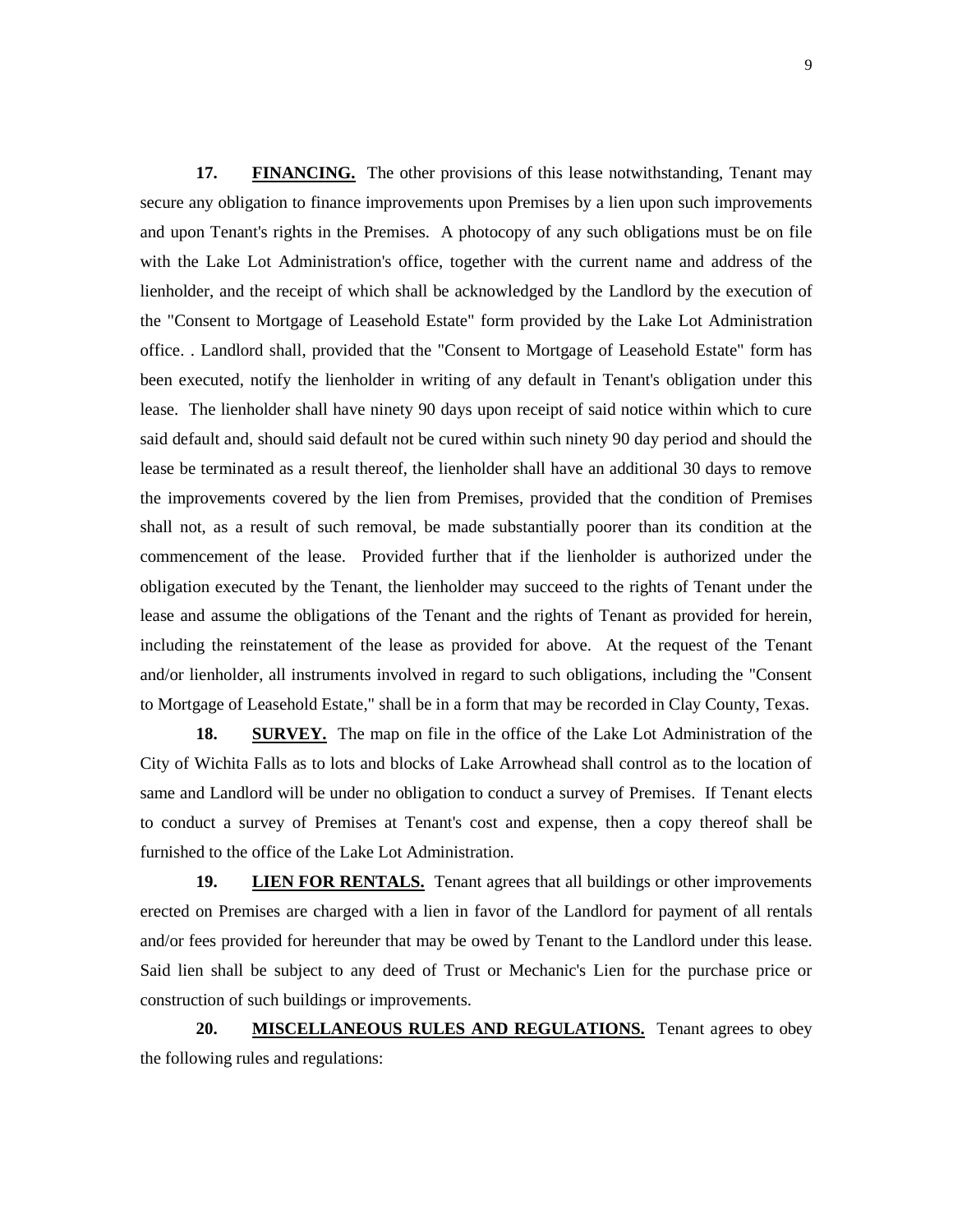**17. <u>FINANCING.</u>** The other provisions of this lease notwithstanding, Tenant may secure any obligation to finance improvements upon Premises by a lien upon such improvements and upon Tenant's rights in the Premises. A photocopy of any such obligations must be on file with the Lake Lot Administration's office, together with the current name and address of the lienholder, and the receipt of which shall be acknowledged by the Landlord by the execution of the "Consent to Mortgage of Leasehold Estate" form provided by the Lake Lot Administration office. . Landlord shall, provided that the "Consent to Mortgage of Leasehold Estate" form has been executed, notify the lienholder in writing of any default in Tenant's obligation under this lease. The lienholder shall have ninety 90 days upon receipt of said notice within which to cure said default and, should said default not be cured within such ninety 90 day period and should the lease be terminated as a result thereof, the lienholder shall have an additional 30 days to remove the improvements covered by the lien from Premises, provided that the condition of Premises shall not, as a result of such removal, be made substantially poorer than its condition at the commencement of the lease. Provided further that if the lienholder is authorized under the obligation executed by the Tenant, the lienholder may succeed to the rights of Tenant under the lease and assume the obligations of the Tenant and the rights of Tenant as provided for herein, including the reinstatement of the lease as provided for above. At the request of the Tenant and/or lienholder, all instruments involved in regard to such obligations, including the "Consent to Mortgage of Leasehold Estate," shall be in a form that may be recorded in Clay County, Texas.

**18. <u>SURVEY.</u>** The map on file in the office of the Lake Lot Administration of the City of Wichita Falls as to lots and blocks of Lake Arrowhead shall control as to the location of same and Landlord will be under no obligation to conduct a survey of Premises. If Tenant elects to conduct a survey of Premises at Tenant's cost and expense, then a copy thereof shall be furnished to the office of the Lake Lot Administration.

**19. <u>LIEN FOR RENTALS.</u>** Tenant agrees that all buildings or other improvements erected on Premises are charged with a lien in favor of the Landlord for payment of all rentals and/or fees provided for hereunder that may be owed by Tenant to the Landlord under this lease. Said lien shall be subject to any deed of Trust or Mechanic's Lien for the purchase price or construction of such buildings or improvements.

**20. <u>MISCELLANEOUS RULES AND REGULATIONS.</u>** Tenant agrees to obey the following rules and regulations: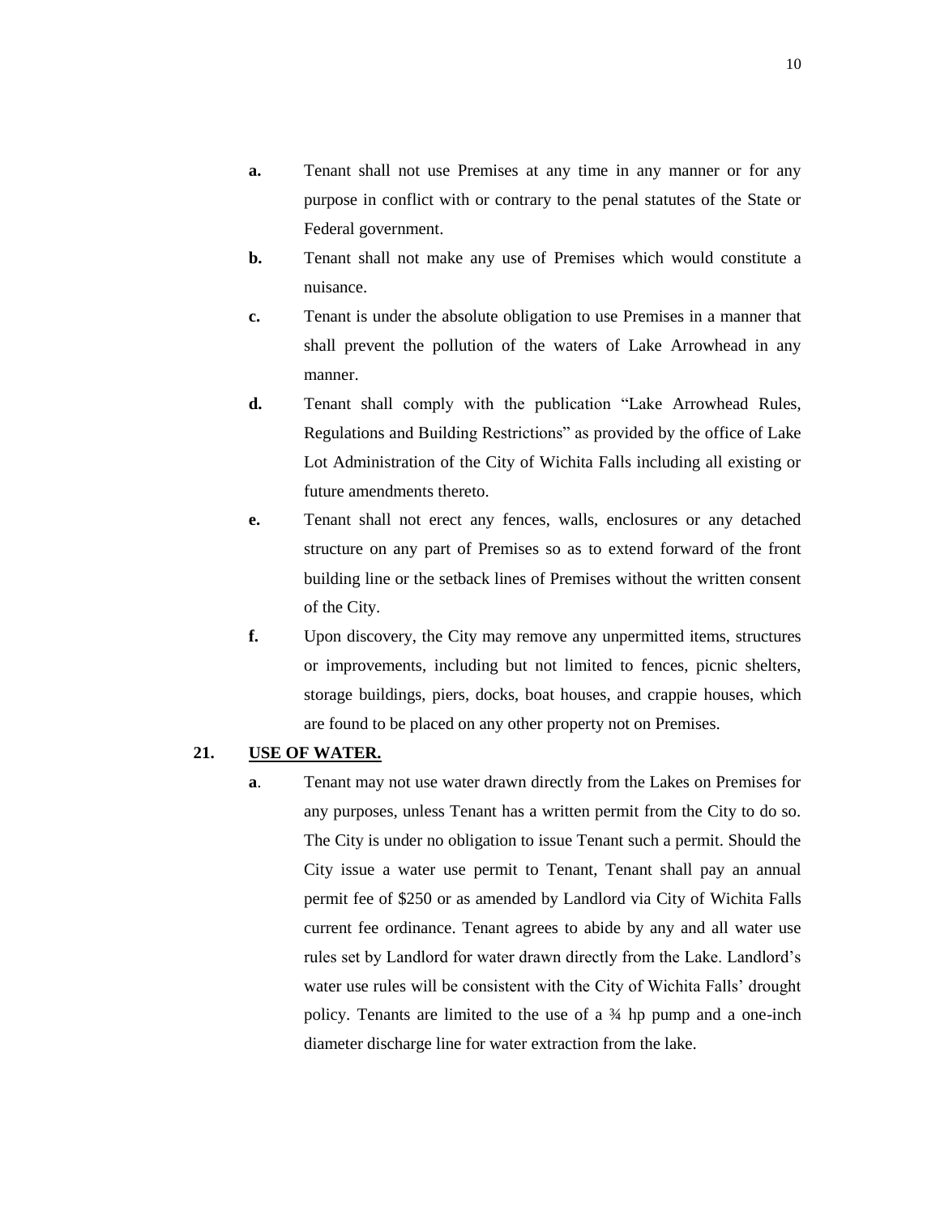**a.** Tenant shall not use Premises at any time in any manner or for any purpose in conflict with or contrary to the penal statutes of the State or Federal government.

**b.** Tenant shall not make any use of Premises which would constitute a nuisance.

**c.** Tenant is under the absolute obligation to use Premises in a manner that shall prevent the pollution of the waters of Lake Arrowhead in any manner.

**d.** Tenant shall comply with the publication "Lake Arrowhead Rules, Regulations and Building Restrictions" as provided by the office of Lake Lot Administration of the City of Wichita Falls including all existing or future amendments thereto.

**e.** Tenant shall not erect any fences, walls, enclosures or any detached structure on any part of Premises so as to extend forward of the front building line or the setback lines of Premises without the written consent of the City.

**f.** Upon discovery, the City may remove any unpermitted items, structures or improvements, including but not limited to fences, picnic shelters, storage buildings, piers, docks, boat houses, and crappie houses, which are found to be placed on any other property not on Premises.

**21. <u>USE OF WATER.</u>**

**a**. Tenant may not use water drawn directly from the Lakes on Premises for any purposes, unless Tenant has a written permit from the City to do so. The City is under no obligation to issue Tenant such a permit. Should the City issue a water use permit to Tenant, Tenant shall pay an annual permit fee of $250 or as amended by Landlord via City of Wichita Falls current fee ordinance. Tenant agrees to abide by any and all water use rules set by Landlord for water drawn directly from the Lake. Landlord's water use rules will be consistent with the City of Wichita Falls' drought policy. Tenants are limited to the use of a ¾ hp pump and a one-inch diameter discharge line for water extraction from the lake.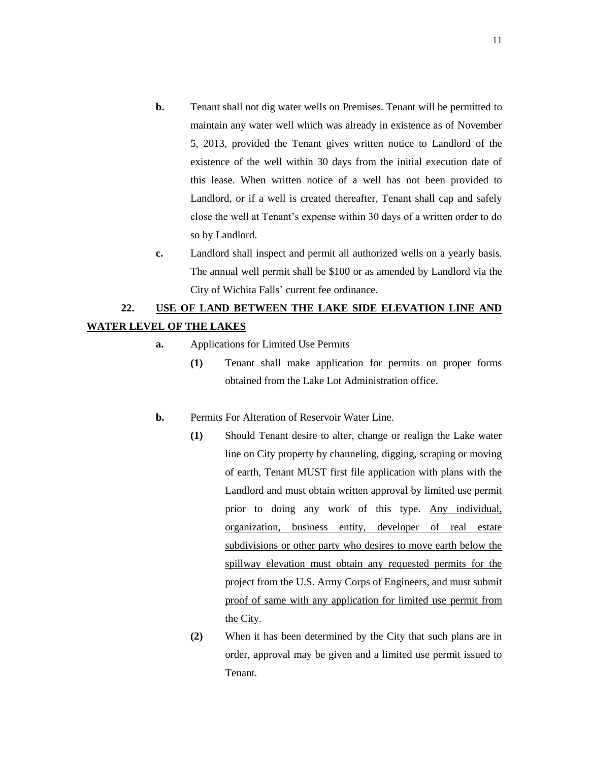**b.** Tenant shall not dig water wells on Premises. Tenant will be permitted to maintain any water well which was already in existence as of November 5, 2013, provided the Tenant gives written notice to Landlord of the existence of the well within 30 days from the initial execution date of this lease. When written notice of a well has not been provided to Landlord, or if a well is created thereafter, Tenant shall cap and safely close the well at Tenant's expense within 30 days of a written order to do so by Landlord.

**c.** Landlord shall inspect and permit all authorized wells on a yearly basis. The annual well permit shall be $100 or as amended by Landlord via the City of Wichita Falls' current fee ordinance.

**22. <u>USE OF LAND BETWEEN THE LAKE SIDE ELEVATION LINE AND WATER LEVEL OF THE LAKES</u>**

**a.** Applications for Limited Use Permits

**(1)** Tenant shall make application for permits on proper forms obtained from the Lake Lot Administration office.

**b.** Permits For Alteration of Reservoir Water Line.

**(1)** Should Tenant desire to alter, change or realign the Lake water line on City property by channeling, digging, scraping or moving of earth, Tenant MUST first file application with plans with the Landlord and must obtain written approval by limited use permit prior to doing any work of this type. <u>Any individual, organization, business entity, developer of real estate subdivisions or other party who desires to move earth below the spillway elevation must obtain any requested permits for the project from the U.S. Army Corps of Engineers, and must submit proof of same with any application for limited use permit from the City.</u>

**(2)** When it has been determined by the City that such plans are in order, approval may be given and a limited use permit issued to Tenant.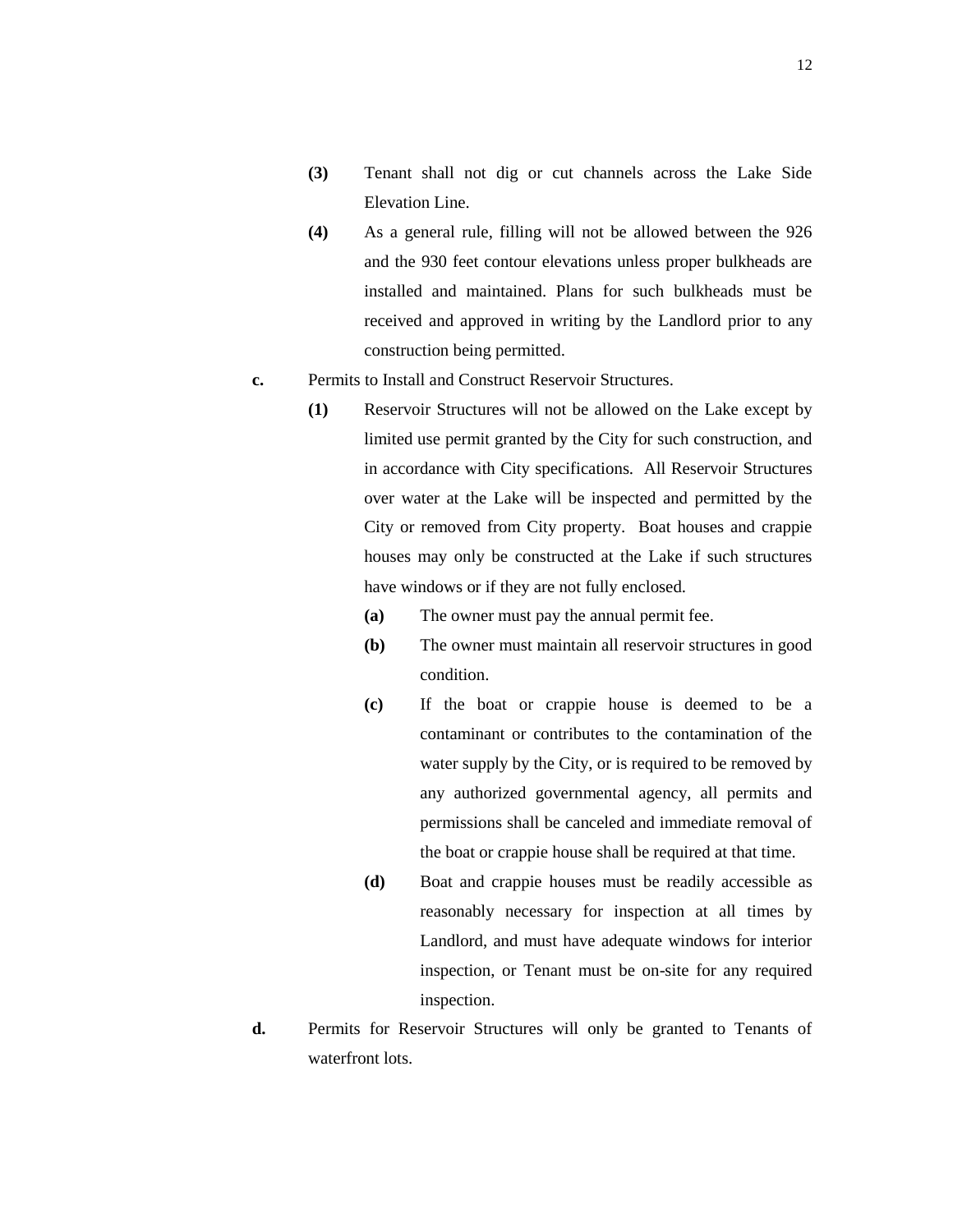**(3)** Tenant shall not dig or cut channels across the Lake Side Elevation Line.

**(4)** As a general rule, filling will not be allowed between the 926 and the 930 feet contour elevations unless proper bulkheads are installed and maintained. Plans for such bulkheads must be received and approved in writing by the Landlord prior to any construction being permitted.

**c.** Permits to Install and Construct Reservoir Structures.

**(1)** Reservoir Structures will not be allowed on the Lake except by limited use permit granted by the City for such construction, and in accordance with City specifications. All Reservoir Structures over water at the Lake will be inspected and permitted by the City or removed from City property. Boat houses and crappie houses may only be constructed at the Lake if such structures have windows or if they are not fully enclosed.

**(a)** The owner must pay the annual permit fee.

**(b)** The owner must maintain all reservoir structures in good condition.

**(c)** If the boat or crappie house is deemed to be a contaminant or contributes to the contamination of the water supply by the City, or is required to be removed by any authorized governmental agency, all permits and permissions shall be canceled and immediate removal of the boat or crappie house shall be required at that time.

**(d)** Boat and crappie houses must be readily accessible as reasonably necessary for inspection at all times by Landlord, and must have adequate windows for interior inspection, or Tenant must be on-site for any required inspection.

**d.** Permits for Reservoir Structures will only be granted to Tenants of waterfront lots.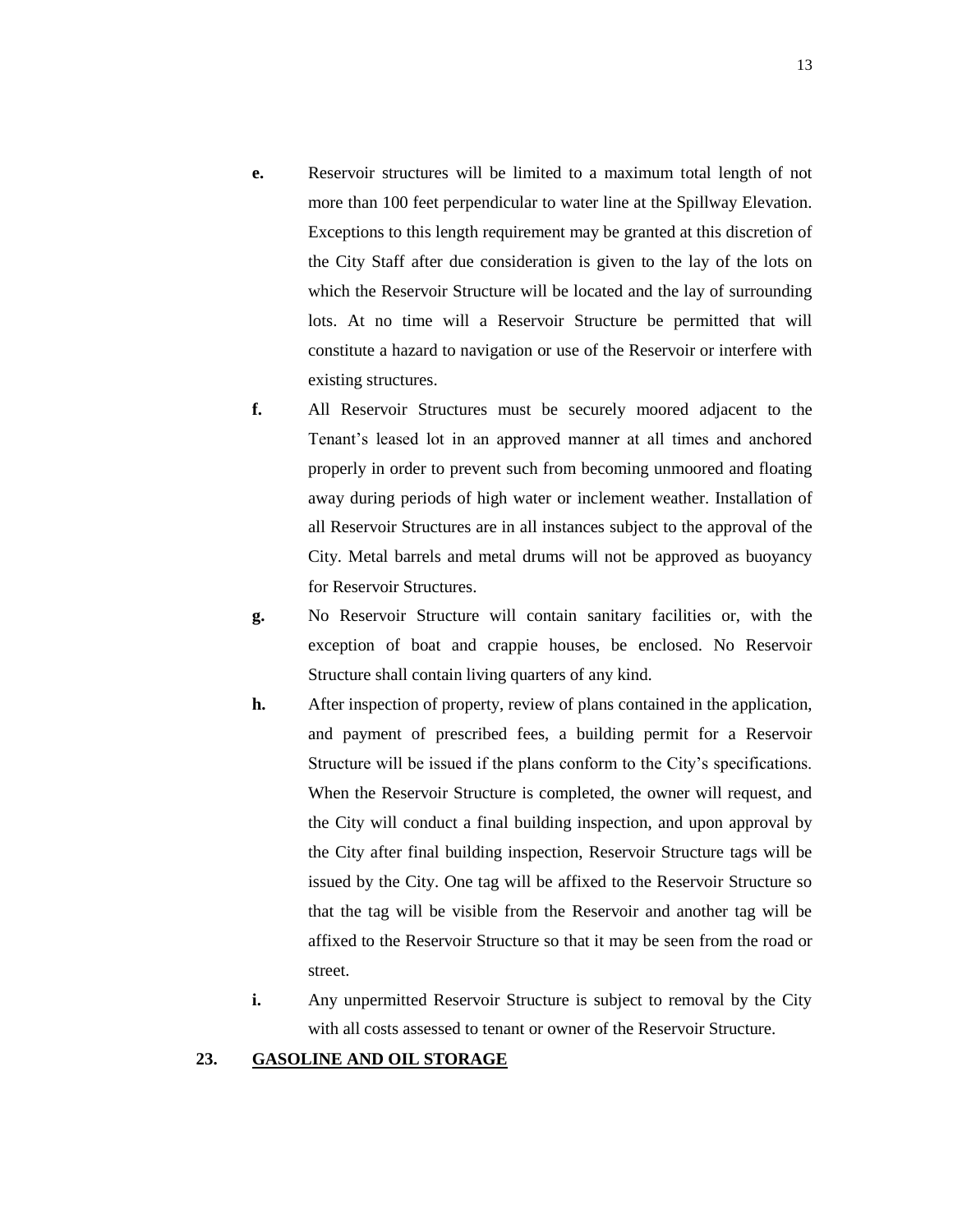**e.** Reservoir structures will be limited to a maximum total length of not more than 100 feet perpendicular to water line at the Spillway Elevation. Exceptions to this length requirement may be granted at this discretion of the City Staff after due consideration is given to the lay of the lots on which the Reservoir Structure will be located and the lay of surrounding lots. At no time will a Reservoir Structure be permitted that will constitute a hazard to navigation or use of the Reservoir or interfere with existing structures.

**f.** All Reservoir Structures must be securely moored adjacent to the Tenant's leased lot in an approved manner at all times and anchored properly in order to prevent such from becoming unmoored and floating away during periods of high water or inclement weather. Installation of all Reservoir Structures are in all instances subject to the approval of the City. Metal barrels and metal drums will not be approved as buoyancy for Reservoir Structures.

**g.** No Reservoir Structure will contain sanitary facilities or, with the exception of boat and crappie houses, be enclosed. No Reservoir Structure shall contain living quarters of any kind.

**h.** After inspection of property, review of plans contained in the application, and payment of prescribed fees, a building permit for a Reservoir Structure will be issued if the plans conform to the City's specifications. When the Reservoir Structure is completed, the owner will request, and the City will conduct a final building inspection, and upon approval by the City after final building inspection, Reservoir Structure tags will be issued by the City. One tag will be affixed to the Reservoir Structure so that the tag will be visible from the Reservoir and another tag will be affixed to the Reservoir Structure so that it may be seen from the road or street.

**i.** Any unpermitted Reservoir Structure is subject to removal by the City with all costs assessed to tenant or owner of the Reservoir Structure.

## 23. GASOLINE AND OIL STORAGE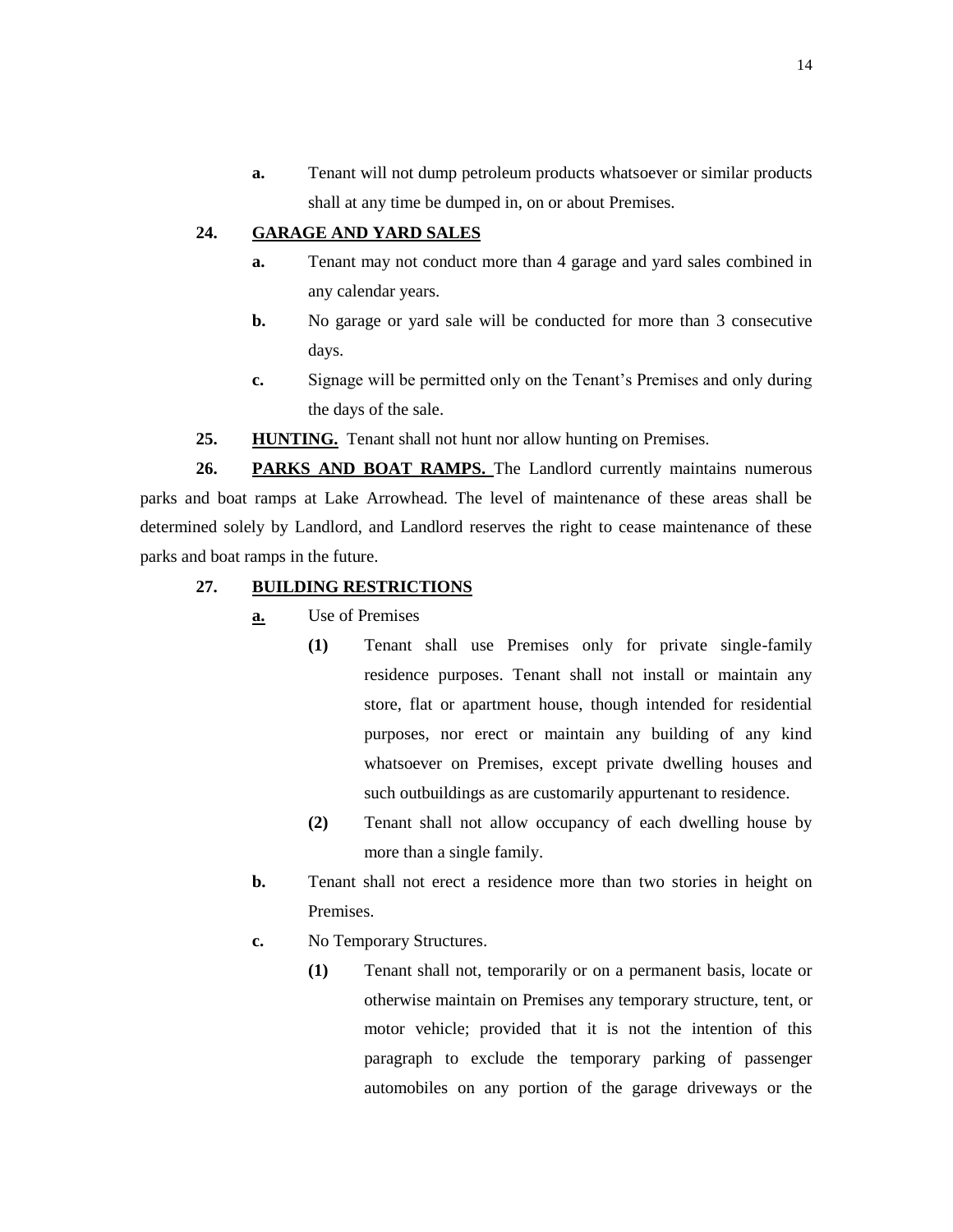**a.** Tenant will not dump petroleum products whatsoever or similar products shall at any time be dumped in, on or about Premises.

**24. <u>GARAGE AND YARD SALES</u>**

**a.** Tenant may not conduct more than 4 garage and yard sales combined in any calendar years.

**b.** No garage or yard sale will be conducted for more than 3 consecutive days.

**c.** Signage will be permitted only on the Tenant's Premises and only during the days of the sale.

**25. <u>HUNTING.</u>** Tenant shall not hunt nor allow hunting on Premises.

**26. <u>PARKS AND BOAT RAMPS.</u>** The Landlord currently maintains numerous parks and boat ramps at Lake Arrowhead. The level of maintenance of these areas shall be determined solely by Landlord, and Landlord reserves the right to cease maintenance of these parks and boat ramps in the future.

**27. <u>BUILDING RESTRICTIONS</u>**

**<u>a.</u>** Use of Premises

**(1)** Tenant shall use Premises only for private single-family residence purposes. Tenant shall not install or maintain any store, flat or apartment house, though intended for residential purposes, nor erect or maintain any building of any kind whatsoever on Premises, except private dwelling houses and such outbuildings as are customarily appurtenant to residence.

**(2)** Tenant shall not allow occupancy of each dwelling house by more than a single family.

**b.** Tenant shall not erect a residence more than two stories in height on Premises.

**c.** No Temporary Structures.

**(1)** Tenant shall not, temporarily or on a permanent basis, locate or otherwise maintain on Premises any temporary structure, tent, or motor vehicle; provided that it is not the intention of this paragraph to exclude the temporary parking of passenger automobiles on any portion of the garage driveways or the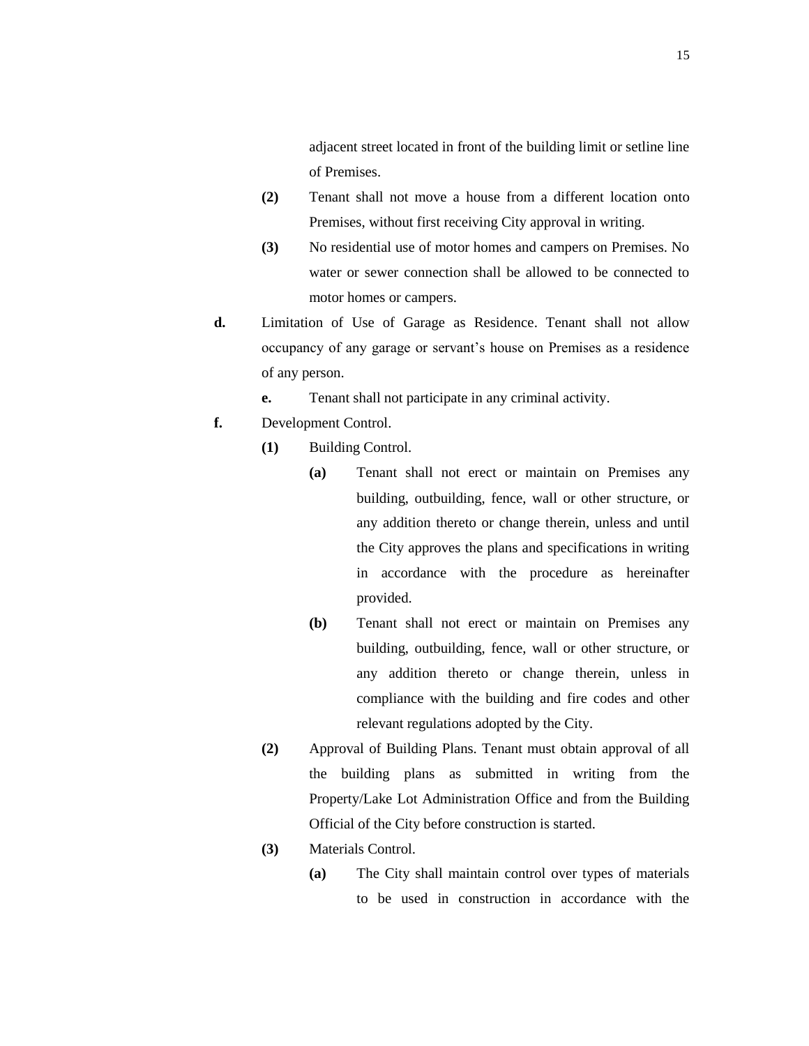adjacent street located in front of the building limit or setline line of Premises.

**(2)** Tenant shall not move a house from a different location onto Premises, without first receiving City approval in writing.

**(3)** No residential use of motor homes and campers on Premises. No water or sewer connection shall be allowed to be connected to motor homes or campers.

**d.** Limitation of Use of Garage as Residence. Tenant shall not allow occupancy of any garage or servant's house on Premises as a residence of any person.

**e.** Tenant shall not participate in any criminal activity.

**f.** Development Control.

**(1)** Building Control.

**(a)** Tenant shall not erect or maintain on Premises any building, outbuilding, fence, wall or other structure, or any addition thereto or change therein, unless and until the City approves the plans and specifications in writing in accordance with the procedure as hereinafter provided.

**(b)** Tenant shall not erect or maintain on Premises any building, outbuilding, fence, wall or other structure, or any addition thereto or change therein, unless in compliance with the building and fire codes and other relevant regulations adopted by the City.

**(2)** Approval of Building Plans. Tenant must obtain approval of all the building plans as submitted in writing from the Property/Lake Lot Administration Office and from the Building Official of the City before construction is started.

**(3)** Materials Control.

**(a)** The City shall maintain control over types of materials to be used in construction in accordance with the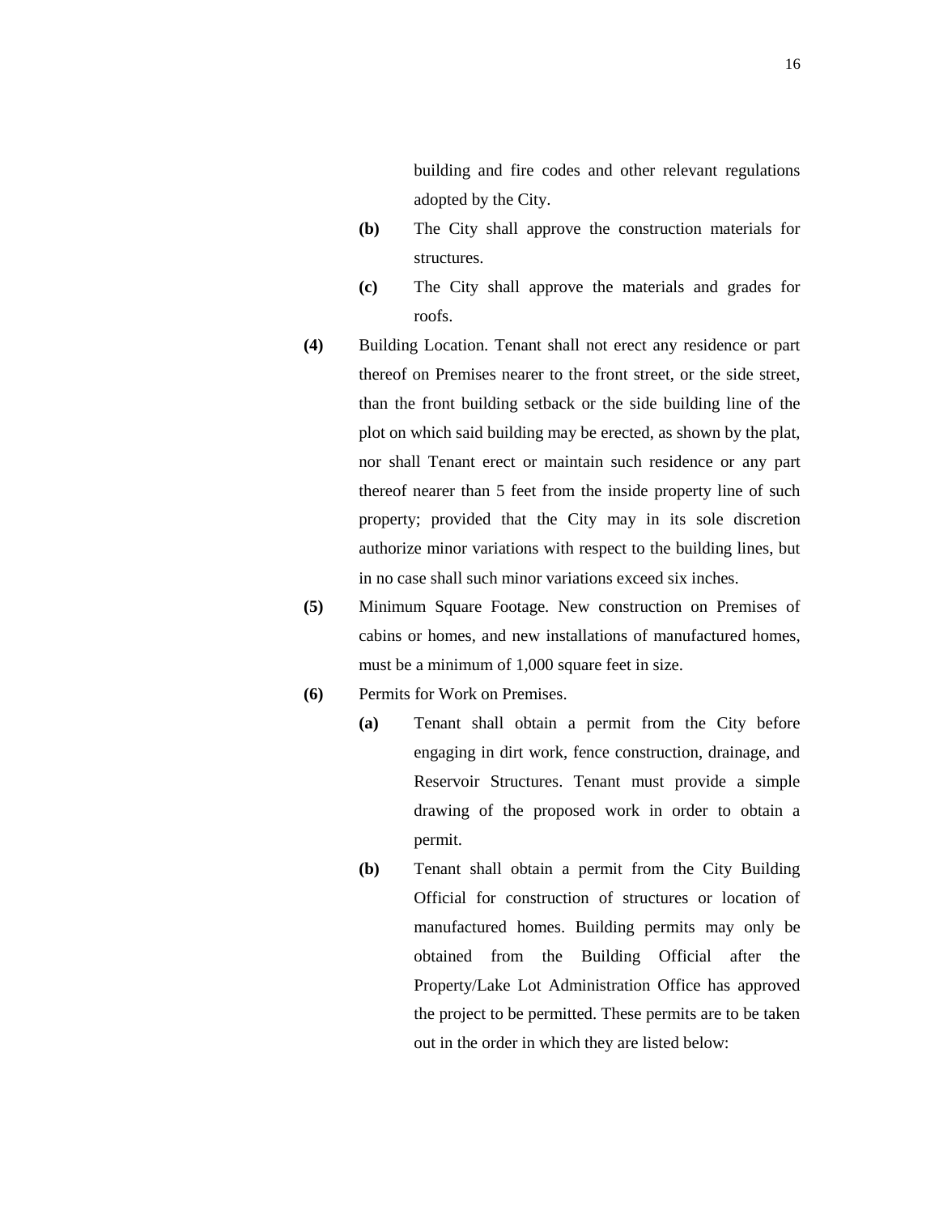building and fire codes and other relevant regulations adopted by the City.

**(b)** The City shall approve the construction materials for structures.

**(c)** The City shall approve the materials and grades for roofs.

**(4)** Building Location. Tenant shall not erect any residence or part thereof on Premises nearer to the front street, or the side street, than the front building setback or the side building line of the plot on which said building may be erected, as shown by the plat, nor shall Tenant erect or maintain such residence or any part thereof nearer than 5 feet from the inside property line of such property; provided that the City may in its sole discretion authorize minor variations with respect to the building lines, but in no case shall such minor variations exceed six inches.

**(5)** Minimum Square Footage. New construction on Premises of cabins or homes, and new installations of manufactured homes, must be a minimum of 1,000 square feet in size.

**(6)** Permits for Work on Premises.

**(a)** Tenant shall obtain a permit from the City before engaging in dirt work, fence construction, drainage, and Reservoir Structures. Tenant must provide a simple drawing of the proposed work in order to obtain a permit.

**(b)** Tenant shall obtain a permit from the City Building Official for construction of structures or location of manufactured homes. Building permits may only be obtained from the Building Official after the Property/Lake Lot Administration Office has approved the project to be permitted. These permits are to be taken out in the order in which they are listed below: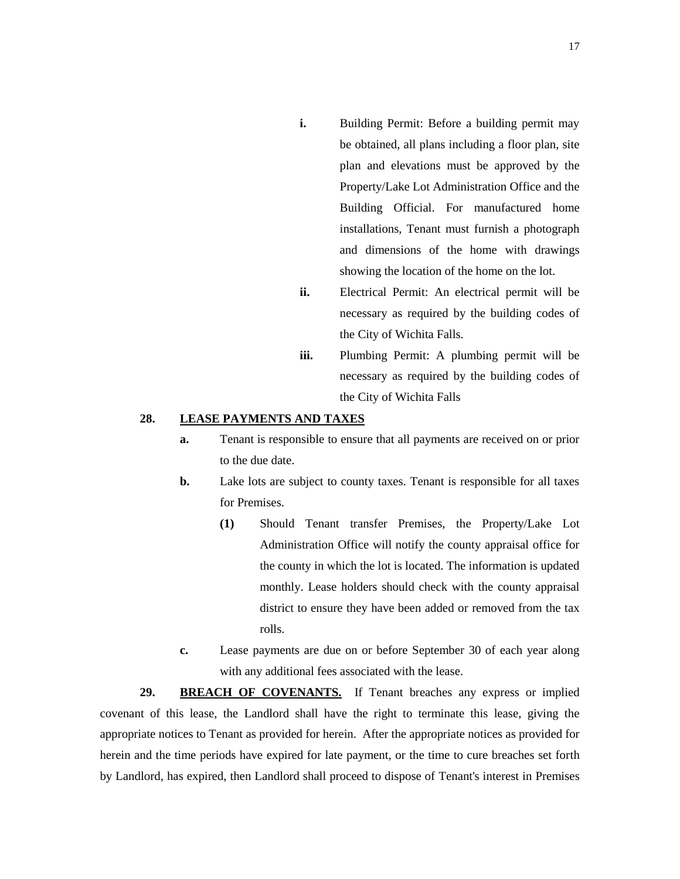- **i.** Building Permit: Before a building permit may be obtained, all plans including a floor plan, site plan and elevations must be approved by the Property/Lake Lot Administration Office and the Building Official. For manufactured home installations, Tenant must furnish a photograph and dimensions of the home with drawings showing the location of the home on the lot.
- **ii.** Electrical Permit: An electrical permit will be necessary as required by the building codes of the City of Wichita Falls.
- **iii.** Plumbing Permit: A plumbing permit will be necessary as required by the building codes of the City of Wichita Falls

**28. <u>LEASE PAYMENTS AND TAXES</u>**

- **a.** Tenant is responsible to ensure that all payments are received on or prior to the due date.
- **b.** Lake lots are subject to county taxes. Tenant is responsible for all taxes for Premises.
  - **(1)** Should Tenant transfer Premises, the Property/Lake Lot Administration Office will notify the county appraisal office for the county in which the lot is located. The information is updated monthly. Lease holders should check with the county appraisal district to ensure they have been added or removed from the tax rolls.
- **c.** Lease payments are due on or before September 30 of each year along with any additional fees associated with the lease.

**29. <u>BREACH OF COVENANTS.</u>** If Tenant breaches any express or implied covenant of this lease, the Landlord shall have the right to terminate this lease, giving the appropriate notices to Tenant as provided for herein. After the appropriate notices as provided for herein and the time periods have expired for late payment, or the time to cure breaches set forth by Landlord, has expired, then Landlord shall proceed to dispose of Tenant's interest in Premises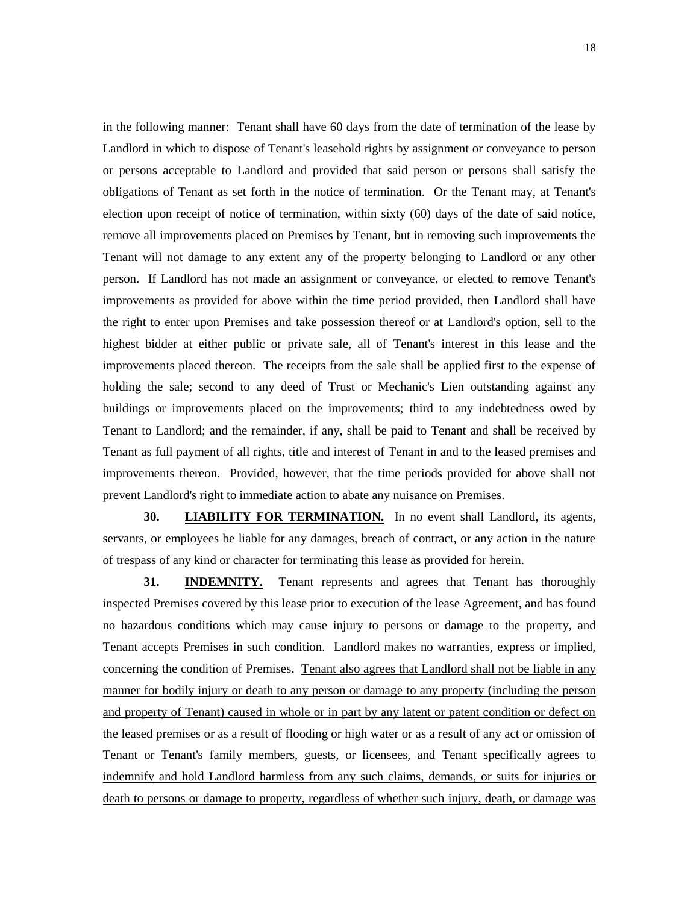in the following manner: Tenant shall have 60 days from the date of termination of the lease by Landlord in which to dispose of Tenant's leasehold rights by assignment or conveyance to person or persons acceptable to Landlord and provided that said person or persons shall satisfy the obligations of Tenant as set forth in the notice of termination. Or the Tenant may, at Tenant's election upon receipt of notice of termination, within sixty (60) days of the date of said notice, remove all improvements placed on Premises by Tenant, but in removing such improvements the Tenant will not damage to any extent any of the property belonging to Landlord or any other person. If Landlord has not made an assignment or conveyance, or elected to remove Tenant's improvements as provided for above within the time period provided, then Landlord shall have the right to enter upon Premises and take possession thereof or at Landlord's option, sell to the highest bidder at either public or private sale, all of Tenant's interest in this lease and the improvements placed thereon. The receipts from the sale shall be applied first to the expense of holding the sale; second to any deed of Trust or Mechanic's Lien outstanding against any buildings or improvements placed on the improvements; third to any indebtedness owed by Tenant to Landlord; and the remainder, if any, shall be paid to Tenant and shall be received by Tenant as full payment of all rights, title and interest of Tenant in and to the leased premises and improvements thereon. Provided, however, that the time periods provided for above shall not prevent Landlord's right to immediate action to abate any nuisance on Premises.

**30. LIABILITY FOR TERMINATION.** In no event shall Landlord, its agents, servants, or employees be liable for any damages, breach of contract, or any action in the nature of trespass of any kind or character for terminating this lease as provided for herein.

**31. INDEMNITY.** Tenant represents and agrees that Tenant has thoroughly inspected Premises covered by this lease prior to execution of the lease Agreement, and has found no hazardous conditions which may cause injury to persons or damage to the property, and Tenant accepts Premises in such condition. Landlord makes no warranties, express or implied, concerning the condition of Premises. Tenant also agrees that Landlord shall not be liable in any manner for bodily injury or death to any person or damage to any property (including the person and property of Tenant) caused in whole or in part by any latent or patent condition or defect on the leased premises or as a result of flooding or high water or as a result of any act or omission of Tenant or Tenant's family members, guests, or licensees, and Tenant specifically agrees to indemnify and hold Landlord harmless from any such claims, demands, or suits for injuries or death to persons or damage to property, regardless of whether such injury, death, or damage was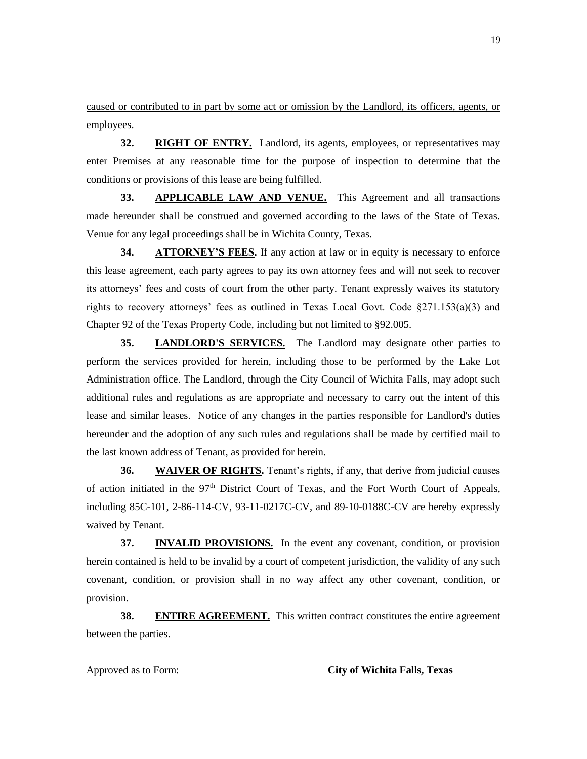caused or contributed to in part by some act or omission by the Landlord, its officers, agents, or employees.

**32. RIGHT OF ENTRY.** Landlord, its agents, employees, or representatives may enter Premises at any reasonable time for the purpose of inspection to determine that the conditions or provisions of this lease are being fulfilled.

**33. APPLICABLE LAW AND VENUE.** This Agreement and all transactions made hereunder shall be construed and governed according to the laws of the State of Texas. Venue for any legal proceedings shall be in Wichita County, Texas.

**34. ATTORNEY'S FEES.** If any action at law or in equity is necessary to enforce this lease agreement, each party agrees to pay its own attorney fees and will not seek to recover its attorneys' fees and costs of court from the other party. Tenant expressly waives its statutory rights to recovery attorneys' fees as outlined in Texas Local Govt. Code §271.153(a)(3) and Chapter 92 of the Texas Property Code, including but not limited to §92.005.

**35. LANDLORD'S SERVICES.** The Landlord may designate other parties to perform the services provided for herein, including those to be performed by the Lake Lot Administration office. The Landlord, through the City Council of Wichita Falls, may adopt such additional rules and regulations as are appropriate and necessary to carry out the intent of this lease and similar leases. Notice of any changes in the parties responsible for Landlord's duties hereunder and the adoption of any such rules and regulations shall be made by certified mail to the last known address of Tenant, as provided for herein.

**36. WAIVER OF RIGHTS.** Tenant's rights, if any, that derive from judicial causes of action initiated in the 97th District Court of Texas, and the Fort Worth Court of Appeals, including 85C-101, 2-86-114-CV, 93-11-0217C-CV, and 89-10-0188C-CV are hereby expressly waived by Tenant.

**37. INVALID PROVISIONS.** In the event any covenant, condition, or provision herein contained is held to be invalid by a court of competent jurisdiction, the validity of any such covenant, condition, or provision shall in no way affect any other covenant, condition, or provision.

**38. ENTIRE AGREEMENT.** This written contract constitutes the entire agreement between the parties.

Approved as to Form: **City of Wichita Falls, Texas**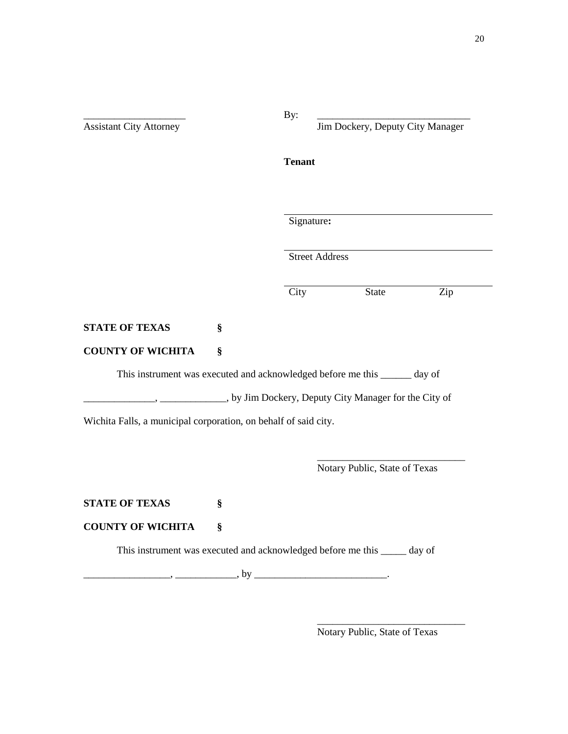____________________
Assistant City Attorney

By: ______________________________
Jim Dockery, Deputy City Manager

**Tenant**

______________________________
Signature**:**

______________________________
Street Address

______________________________
City State Zip

**STATE OF TEXAS §**

**COUNTY OF WICHITA §**

This instrument was executed and acknowledged before me this ______ day of ______________, _____________, by Jim Dockery, Deputy City Manager for the City of Wichita Falls, a municipal corporation, on behalf of said city.

______________________________
Notary Public, State of Texas

**STATE OF TEXAS §**

**COUNTY OF WICHITA §**

This instrument was executed and acknowledged before me this _____ day of _________________, ____________, by __________________________.

______________________________
Notary Public, State of Texas